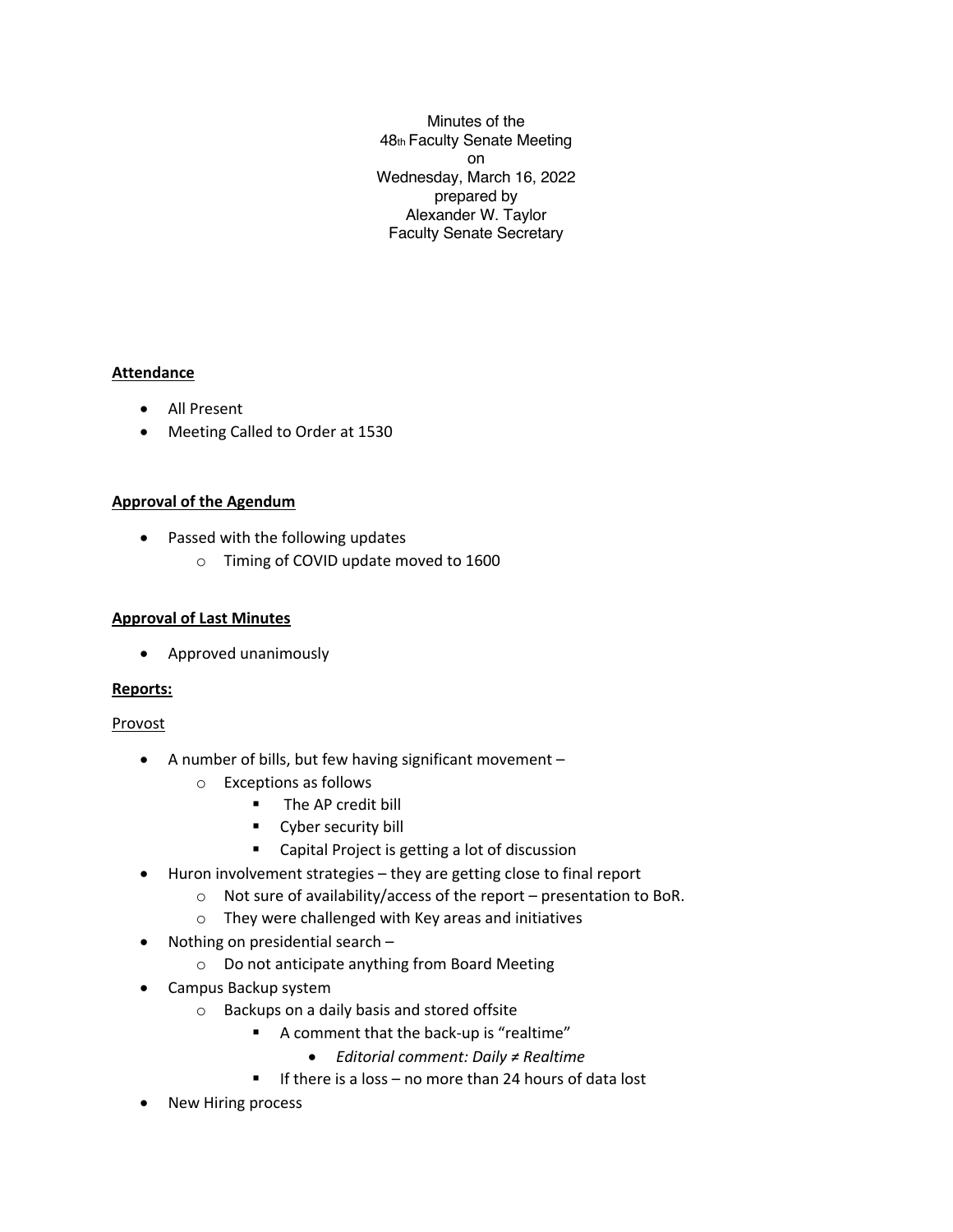Minutes of the
48th Faculty Senate Meeting
on
Wednesday, March 16, 2022
prepared by
Alexander W. Taylor
Faculty Senate Secretary

**Attendance**

- All Present
- Meeting Called to Order at 1530

**Approval of the Agendum**

- Passed with the following updates
  - Timing of COVID update moved to 1600

**Approval of Last Minutes**

- Approved unanimously

**Reports:**

Provost

- A number of bills, but few having significant movement –
  - Exceptions as follows
    - The AP credit bill
    - Cyber security bill
    - Capital Project is getting a lot of discussion
- Huron involvement strategies – they are getting close to final report
  - Not sure of availability/access of the report – presentation to BoR.
  - They were challenged with Key areas and initiatives
- Nothing on presidential search –
  - Do not anticipate anything from Board Meeting
- Campus Backup system
  - Backups on a daily basis and stored offsite
    - A comment that the back-up is "realtime"
      - *Editorial comment: Daily ≠ Realtime*
    - If there is a loss – no more than 24 hours of data lost
- New Hiring process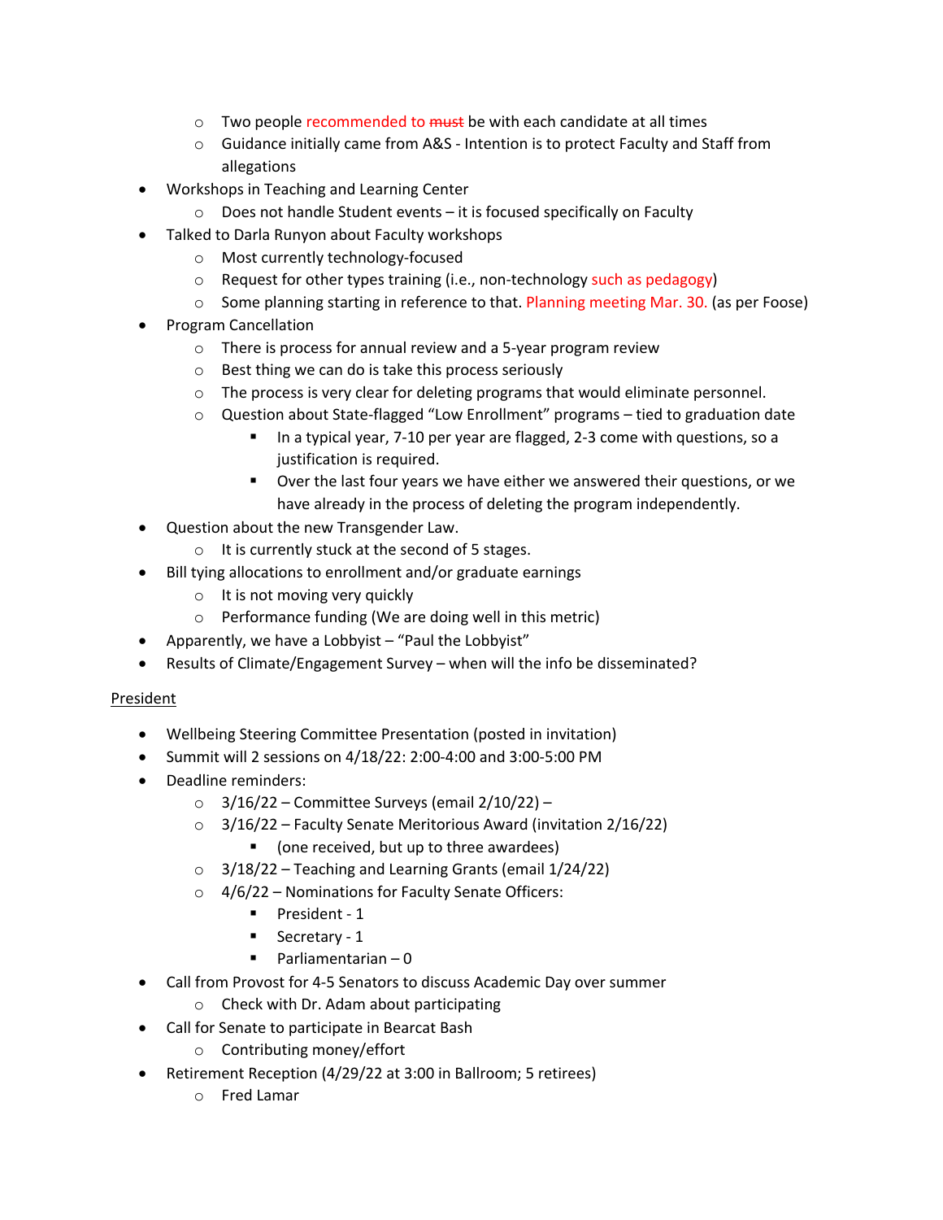- Two people recommended to ~~must~~ be with each candidate at all times
    - Guidance initially came from A&S - Intention is to protect Faculty and Staff from allegations
- Workshops in Teaching and Learning Center
    - Does not handle Student events – it is focused specifically on Faculty
- Talked to Darla Runyon about Faculty workshops
    - Most currently technology-focused
    - Request for other types training (i.e., non-technology such as pedagogy)
    - Some planning starting in reference to that. Planning meeting Mar. 30. (as per Foose)
- Program Cancellation
    - There is process for annual review and a 5-year program review
    - Best thing we can do is take this process seriously
    - The process is very clear for deleting programs that would eliminate personnel.
    - Question about State-flagged “Low Enrollment” programs – tied to graduation date
        - In a typical year, 7-10 per year are flagged, 2-3 come with questions, so a justification is required.
        - Over the last four years we have either we answered their questions, or we have already in the process of deleting the program independently.
- Question about the new Transgender Law.
    - It is currently stuck at the second of 5 stages.
- Bill tying allocations to enrollment and/or graduate earnings
    - It is not moving very quickly
    - Performance funding (We are doing well in this metric)
- Apparently, we have a Lobbyist – “Paul the Lobbyist”
- Results of Climate/Engagement Survey – when will the info be disseminated?

<u>President</u>

- Wellbeing Steering Committee Presentation (posted in invitation)
- Summit will 2 sessions on 4/18/22: 2:00-4:00 and 3:00-5:00 PM
- Deadline reminders:
    - 3/16/22 – Committee Surveys (email 2/10/22) –
    - 3/16/22 – Faculty Senate Meritorious Award (invitation 2/16/22)
        - (one received, but up to three awardees)
    - 3/18/22 – Teaching and Learning Grants (email 1/24/22)
    - 4/6/22 – Nominations for Faculty Senate Officers:
        - President - 1
        - Secretary - 1
        - Parliamentarian – 0
- Call from Provost for 4-5 Senators to discuss Academic Day over summer
    - Check with Dr. Adam about participating
- Call for Senate to participate in Bearcat Bash
    - Contributing money/effort
- Retirement Reception (4/29/22 at 3:00 in Ballroom; 5 retirees)
    - Fred Lamar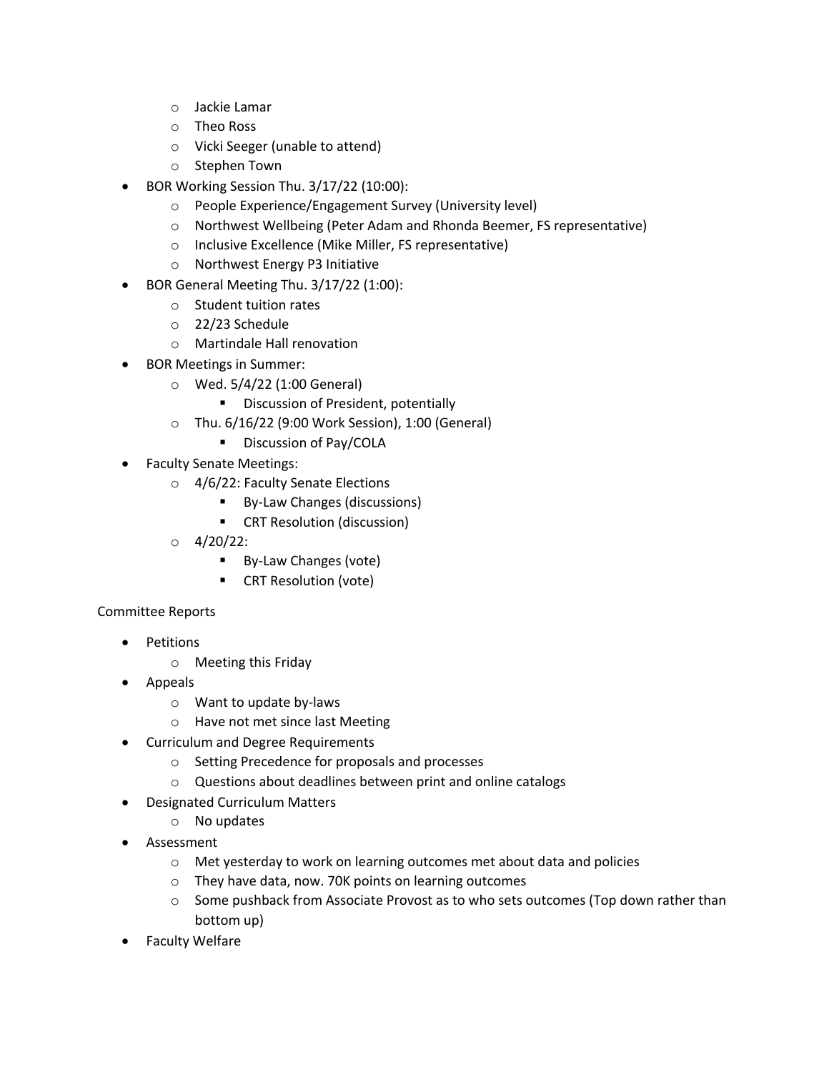- Jackie Lamar
  - Theo Ross
  - Vicki Seeger (unable to attend)
  - Stephen Town
- BOR Working Session Thu. 3/17/22 (10:00):
  - People Experience/Engagement Survey (University level)
  - Northwest Wellbeing (Peter Adam and Rhonda Beemer, FS representative)
  - Inclusive Excellence (Mike Miller, FS representative)
  - Northwest Energy P3 Initiative
- BOR General Meeting Thu. 3/17/22 (1:00):
  - Student tuition rates
  - 22/23 Schedule
  - Martindale Hall renovation
- BOR Meetings in Summer:
  - Wed. 5/4/22 (1:00 General)
    - Discussion of President, potentially
  - Thu. 6/16/22 (9:00 Work Session), 1:00 (General)
    - Discussion of Pay/COLA
- Faculty Senate Meetings:
  - 4/6/22: Faculty Senate Elections
    - By-Law Changes (discussions)
    - CRT Resolution (discussion)
  - 4/20/22:
    - By-Law Changes (vote)
    - CRT Resolution (vote)

Committee Reports

- Petitions
  - Meeting this Friday
- Appeals
  - Want to update by-laws
  - Have not met since last Meeting
- Curriculum and Degree Requirements
  - Setting Precedence for proposals and processes
  - Questions about deadlines between print and online catalogs
- Designated Curriculum Matters
  - No updates
- Assessment
  - Met yesterday to work on learning outcomes met about data and policies
  - They have data, now. 70K points on learning outcomes
  - Some pushback from Associate Provost as to who sets outcomes (Top down rather than bottom up)
- Faculty Welfare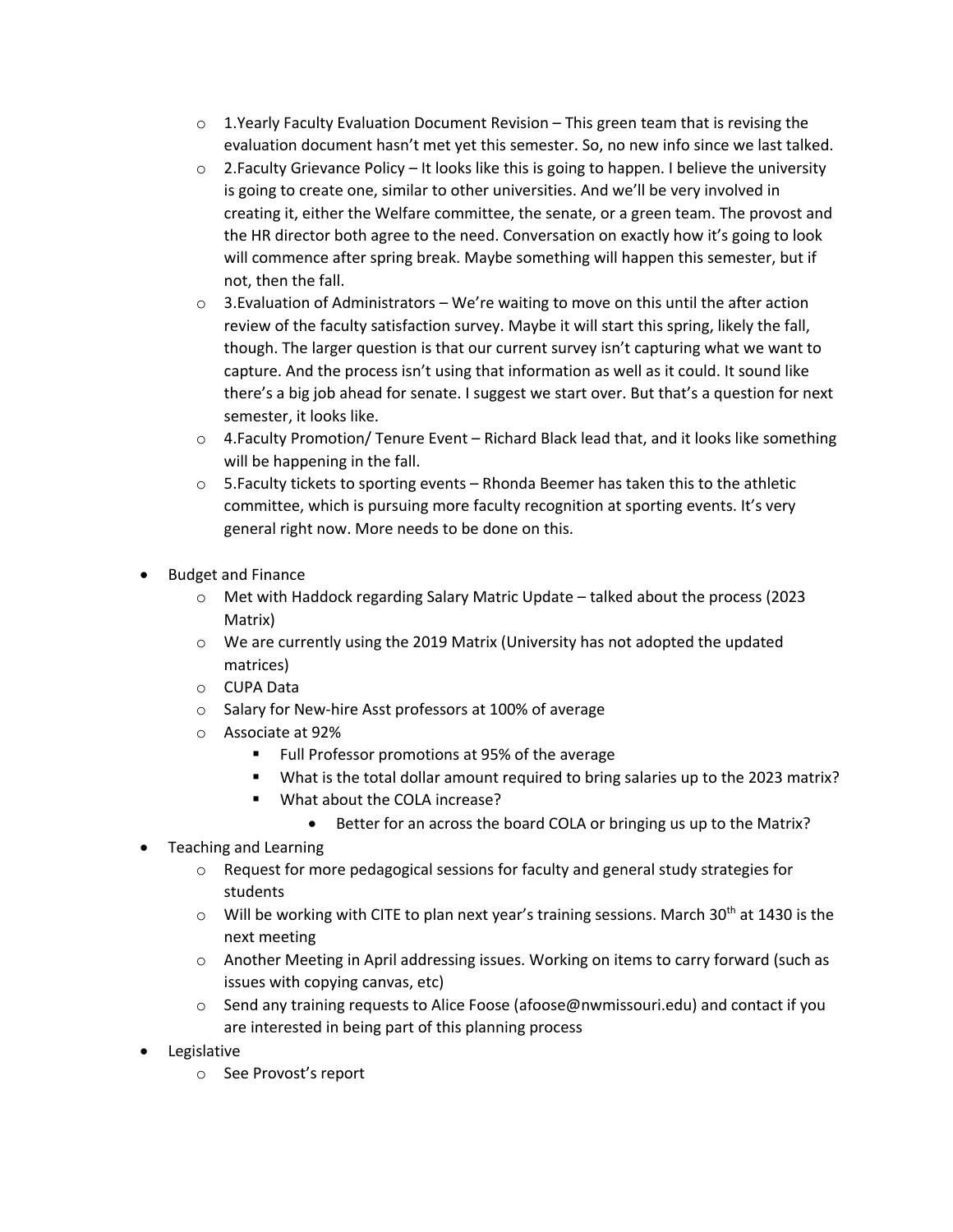- 1.Yearly Faculty Evaluation Document Revision – This green team that is revising the evaluation document hasn't met yet this semester. So, no new info since we last talked.
  - 2.Faculty Grievance Policy – It looks like this is going to happen. I believe the university is going to create one, similar to other universities. And we'll be very involved in creating it, either the Welfare committee, the senate, or a green team. The provost and the HR director both agree to the need. Conversation on exactly how it's going to look will commence after spring break. Maybe something will happen this semester, but if not, then the fall.
  - 3.Evaluation of Administrators – We're waiting to move on this until the after action review of the faculty satisfaction survey. Maybe it will start this spring, likely the fall, though. The larger question is that our current survey isn't capturing what we want to capture. And the process isn't using that information as well as it could. It sound like there's a big job ahead for senate. I suggest we start over. But that's a question for next semester, it looks like.
  - 4.Faculty Promotion/ Tenure Event – Richard Black lead that, and it looks like something will be happening in the fall.
  - 5.Faculty tickets to sporting events – Rhonda Beemer has taken this to the athletic committee, which is pursuing more faculty recognition at sporting events. It's very general right now. More needs to be done on this.

- Budget and Finance
  - Met with Haddock regarding Salary Matric Update – talked about the process (2023 Matrix)
  - We are currently using the 2019 Matrix (University has not adopted the updated matrices)
  - CUPA Data
  - Salary for New-hire Asst professors at 100% of average
  - Associate at 92%
    - Full Professor promotions at 95% of the average
    - What is the total dollar amount required to bring salaries up to the 2023 matrix?
    - What about the COLA increase?
      - Better for an across the board COLA or bringing us up to the Matrix?
- Teaching and Learning
  - Request for more pedagogical sessions for faculty and general study strategies for students
  - Will be working with CITE to plan next year's training sessions. March 30th at 1430 is the next meeting
  - Another Meeting in April addressing issues. Working on items to carry forward (such as issues with copying canvas, etc)
  - Send any training requests to Alice Foose (afoose@nwmissouri.edu) and contact if you are interested in being part of this planning process
- Legislative
  - See Provost's report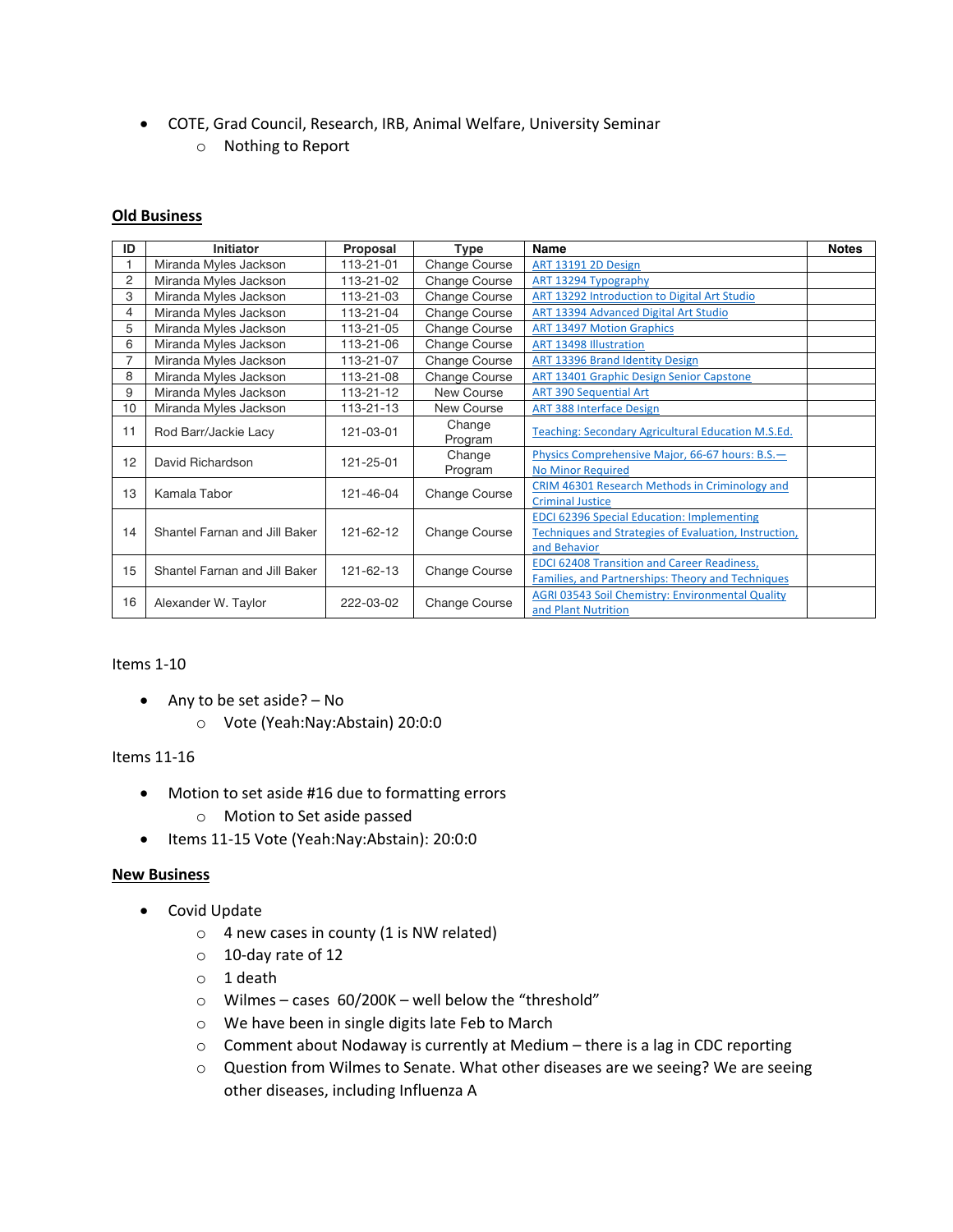- COTE, Grad Council, Research, IRB, Animal Welfare, University Seminar
    - Nothing to Report

## Old Business

| ID | Initiator | Proposal | Type | Name | Notes |
|---|---|---|---|---|---|
| 1 | Miranda Myles Jackson | 113-21-01 | Change Course | ART 13191 2D Design | |
| 2 | Miranda Myles Jackson | 113-21-02 | Change Course | ART 13294 Typography | |
| 3 | Miranda Myles Jackson | 113-21-03 | Change Course | ART 13292 Introduction to Digital Art Studio | |
| 4 | Miranda Myles Jackson | 113-21-04 | Change Course | ART 13394 Advanced Digital Art Studio | |
| 5 | Miranda Myles Jackson | 113-21-05 | Change Course | ART 13497 Motion Graphics | |
| 6 | Miranda Myles Jackson | 113-21-06 | Change Course | ART 13498 Illustration | |
| 7 | Miranda Myles Jackson | 113-21-07 | Change Course | ART 13396 Brand Identity Design | |
| 8 | Miranda Myles Jackson | 113-21-08 | Change Course | ART 13401 Graphic Design Senior Capstone | |
| 9 | Miranda Myles Jackson | 113-21-12 | New Course | ART 390 Sequential Art | |
| 10 | Miranda Myles Jackson | 113-21-13 | New Course | ART 388 Interface Design | |
| 11 | Rod Barr/Jackie Lacy | 121-03-01 | Change Program | Teaching: Secondary Agricultural Education M.S.Ed. | |
| 12 | David Richardson | 121-25-01 | Change Program | Physics Comprehensive Major, 66-67 hours: B.S.—No Minor Required | |
| 13 | Kamala Tabor | 121-46-04 | Change Course | CRIM 46301 Research Methods in Criminology and Criminal Justice | |
| 14 | Shantel Farnan and Jill Baker | 121-62-12 | Change Course | EDCI 62396 Special Education: Implementing Techniques and Strategies of Evaluation, Instruction, and Behavior | |
| 15 | Shantel Farnan and Jill Baker | 121-62-13 | Change Course | EDCI 62408 Transition and Career Readiness, Families, and Partnerships: Theory and Techniques | |
| 16 | Alexander W. Taylor | 222-03-02 | Change Course | AGRI 03543 Soil Chemistry: Environmental Quality and Plant Nutrition | |

Items 1-10

- Any to be set aside? – No
    - Vote (Yeah:Nay:Abstain) 20:0:0

Items 11-16

- Motion to set aside #16 due to formatting errors
    - Motion to Set aside passed
- Items 11-15 Vote (Yeah:Nay:Abstain): 20:0:0

## New Business

- Covid Update
    - 4 new cases in county (1 is NW related)
    - 10-day rate of 12
    - 1 death
    - Wilmes – cases 60/200K – well below the "threshold"
    - We have been in single digits late Feb to March
    - Comment about Nodaway is currently at Medium – there is a lag in CDC reporting
    - Question from Wilmes to Senate. What other diseases are we seeing? We are seeing other diseases, including Influenza A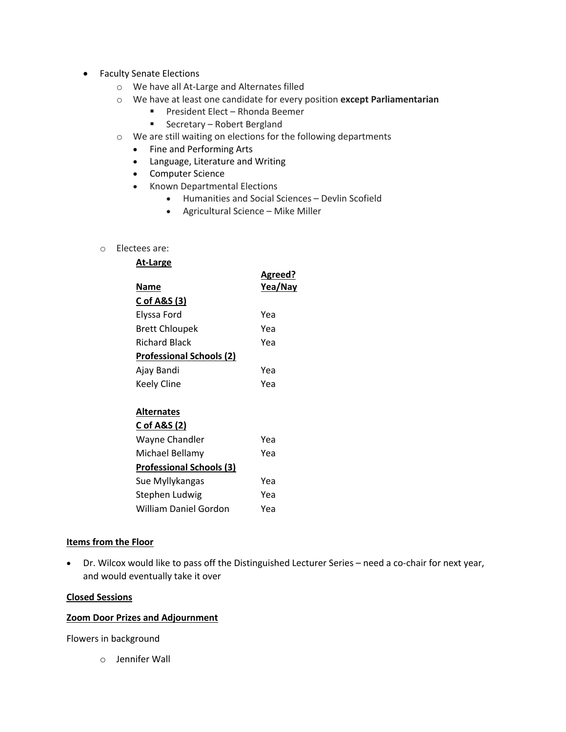- Faculty Senate Elections
  - We have all At-Large and Alternates filled
  - We have at least one candidate for every position **except Parliamentarian**
    - President Elect – Rhonda Beemer
    - Secretary – Robert Bergland
  - We are still waiting on elections for the following departments
    - Fine and Performing Arts
    - Language, Literature and Writing
    - Computer Science
    - Known Departmental Elections
      - Humanities and Social Sciences – Devlin Scofield
      - Agricultural Science – Mike Miller
  - Electees are:

**At-Large**

| **Name** | **Agreed? Yea/Nay** |
|---|---|
| **C of A&S (3)** | |
| Elyssa Ford | Yea |
| Brett Chloupek | Yea |
| Richard Black | Yea |
| **Professional Schools (2)** | |
| Ajay Bandi | Yea |
| Keely Cline | Yea |

**Alternates**

| | |
|---|---|
| **C of A&S (2)** | |
| Wayne Chandler | Yea |
| Michael Bellamy | Yea |
| **Professional Schools (3)** | |
| Sue Myllykangas | Yea |
| Stephen Ludwig | Yea |
| William Daniel Gordon | Yea |

**Items from the Floor**

- Dr. Wilcox would like to pass off the Distinguished Lecturer Series – need a co-chair for next year, and would eventually take it over

**Closed Sessions**

**Zoom Door Prizes and Adjournment**

Flowers in background

- Jennifer Wall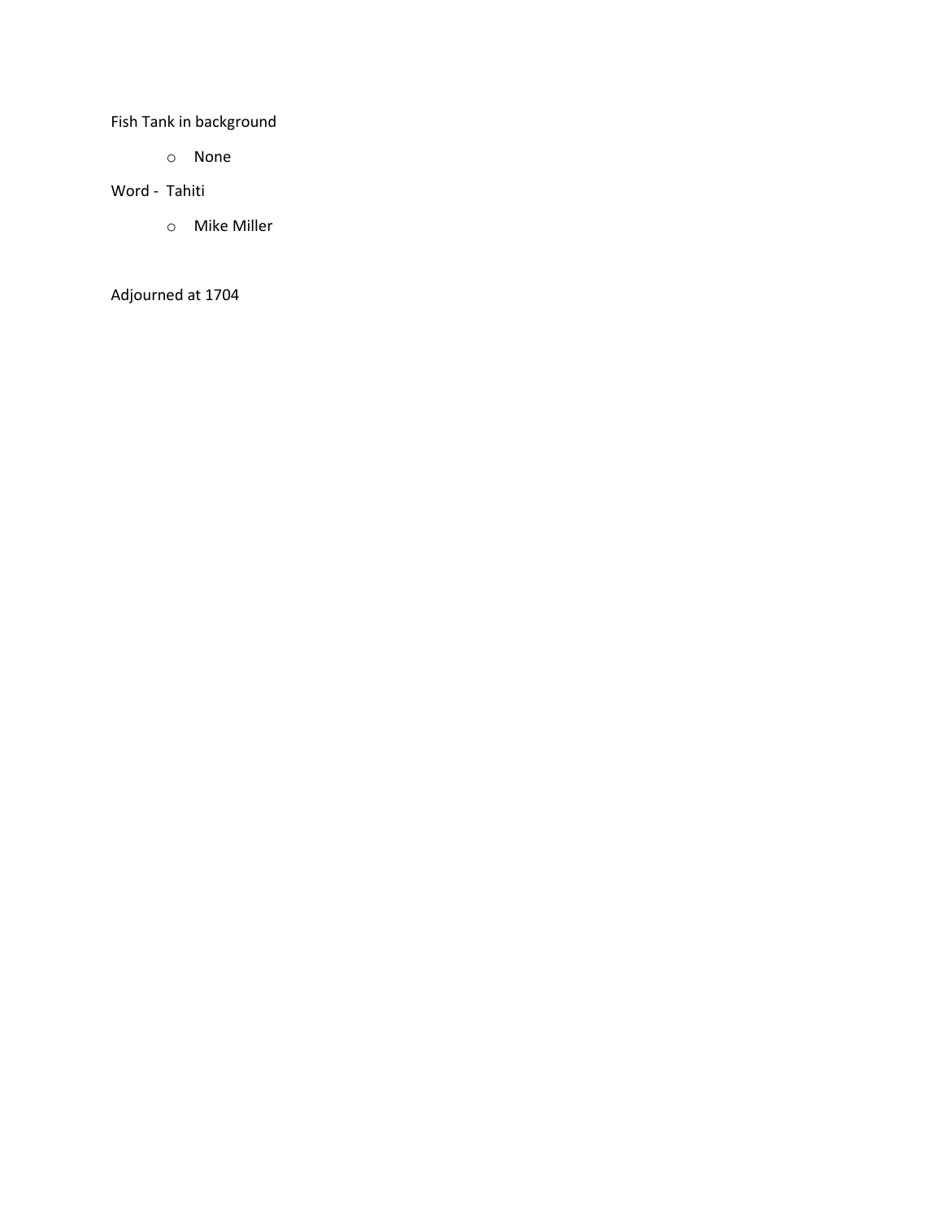Fish Tank in background

- None

Word - Tahiti

- Mike Miller

Adjourned at 1704